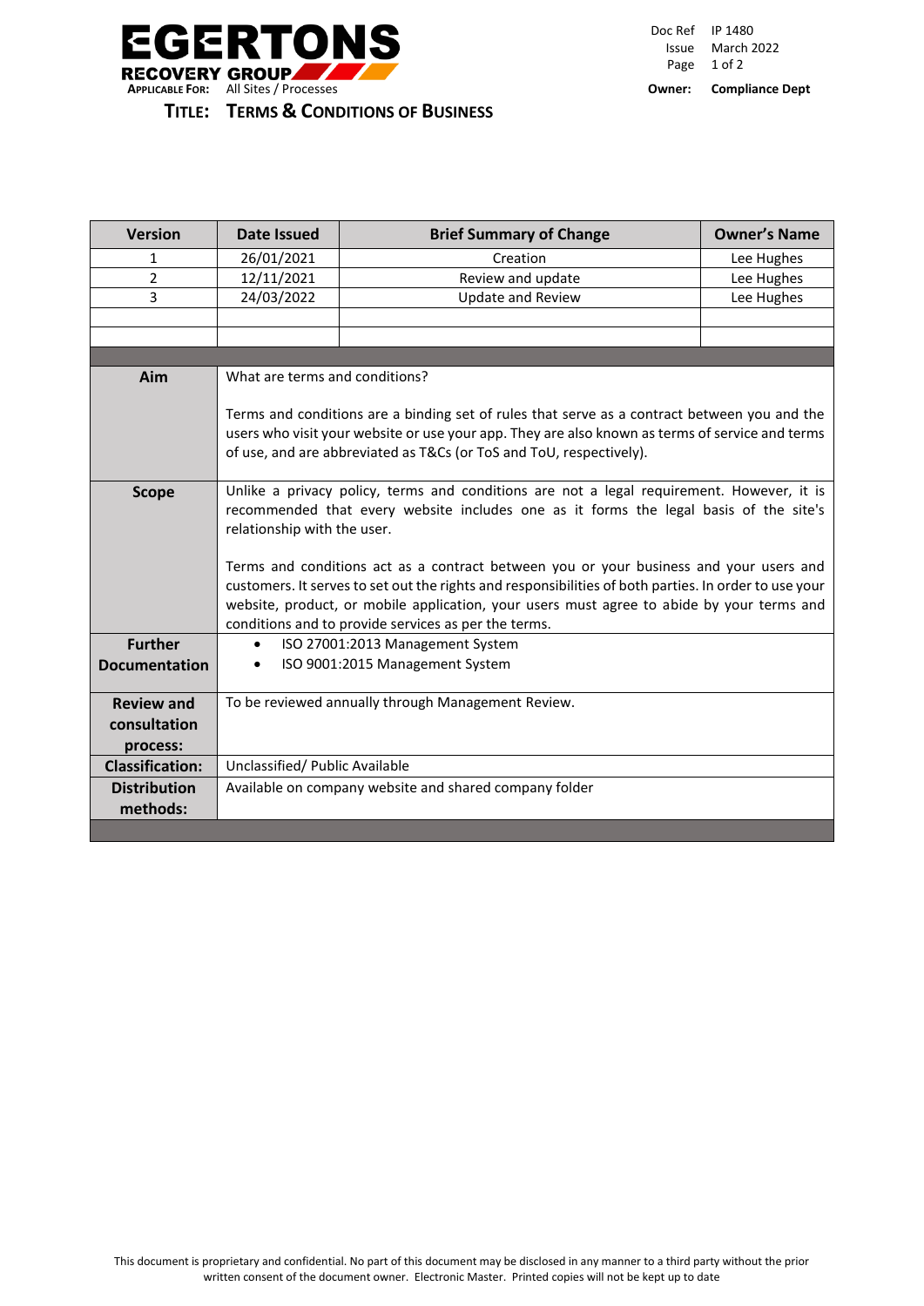EGERTONS RECOVERY GROUP

**APPLICABLE FOR:** All Sites / Processes

| | |
|---|---|
| Doc Ref | IP 1480 |
| Issue | March 2022 |
| Owner: | **Compliance Dept** |

# TITLE: TERMS & CONDITIONS OF BUSINESS

| Version | Date Issued | Brief Summary of Change | Owner's Name |
|---|---|---|---|
| 1 | 26/01/2021 | Creation | Lee Hughes |
| 2 | 12/11/2021 | Review and update | Lee Hughes |
| 3 | 24/03/2022 | Update and Review | Lee Hughes |
| | | | |
| | | | |

| | |
|---|---|
| **Aim** | What are terms and conditions?<br><br>Terms and conditions are a binding set of rules that serve as a contract between you and the users who visit your website or use your app. They are also known as terms of service and terms of use, and are abbreviated as T&Cs (or ToS and ToU, respectively). |
| **Scope** | Unlike a privacy policy, terms and conditions are not a legal requirement. However, it is recommended that every website includes one as it forms the legal basis of the site's relationship with the user.<br><br>Terms and conditions act as a contract between you or your business and your users and customers. It serves to set out the rights and responsibilities of both parties. In order to use your website, product, or mobile application, your users must agree to abide by your terms and conditions and to provide services as per the terms. |
| **Further Documentation** | • ISO 27001:2013 Management System<br>• ISO 9001:2015 Management System |
| **Review and consultation process:** | To be reviewed annually through Management Review. |
| **Classification:** | Unclassified/ Public Available |
| **Distribution methods:** | Available on company website and shared company folder |

This document is proprietary and confidential. No part of this document may be disclosed in any manner to a third party without the prior written consent of the document owner. Electronic Master. Printed copies will not be kept up to date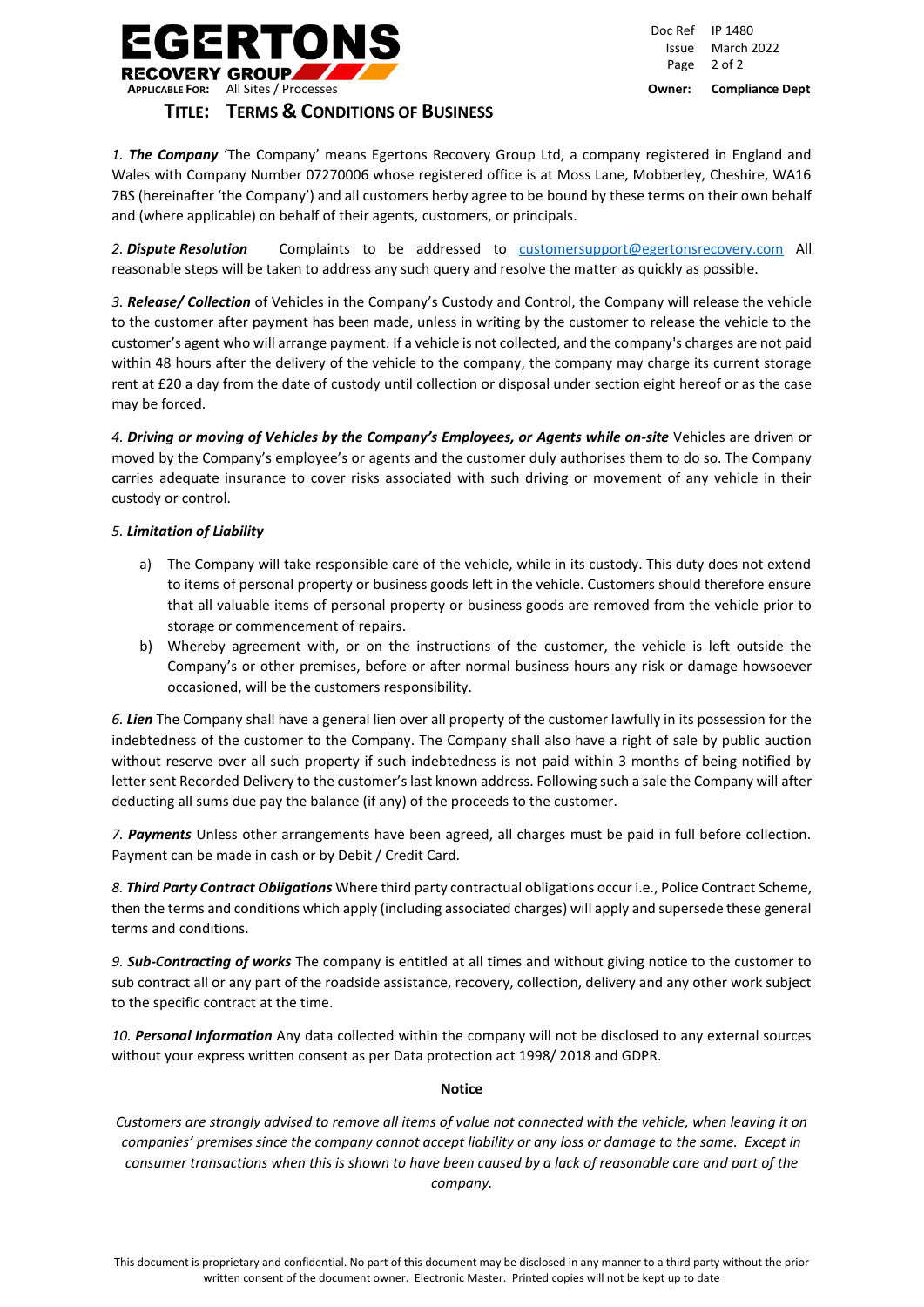# TITLE: TERMS & CONDITIONS OF BUSINESS

*1. **The Company*** 'The Company' means Egertons Recovery Group Ltd, a company registered in England and Wales with Company Number 07270006 whose registered office is at Moss Lane, Mobberley, Cheshire, WA16 7BS (hereinafter 'the Company') and all customers herby agree to be bound by these terms on their own behalf and (where applicable) on behalf of their agents, customers, or principals.

*2. **Dispute Resolution*** Complaints to be addressed to customersupport@egertonsrecovery.com All reasonable steps will be taken to address any such query and resolve the matter as quickly as possible.

*3. **Release/ Collection*** of Vehicles in the Company's Custody and Control, the Company will release the vehicle to the customer after payment has been made, unless in writing by the customer to release the vehicle to the customer's agent who will arrange payment. If a vehicle is not collected, and the company's charges are not paid within 48 hours after the delivery of the vehicle to the company, the company may charge its current storage rent at £20 a day from the date of custody until collection or disposal under section eight hereof or as the case may be forced.

*4. **Driving or moving of Vehicles by the Company's Employees, or Agents while on-site*** Vehicles are driven or moved by the Company's employee's or agents and the customer duly authorises them to do so. The Company carries adequate insurance to cover risks associated with such driving or movement of any vehicle in their custody or control.

*5. **Limitation of Liability***

a) The Company will take responsible care of the vehicle, while in its custody. This duty does not extend to items of personal property or business goods left in the vehicle. Customers should therefore ensure that all valuable items of personal property or business goods are removed from the vehicle prior to storage or commencement of repairs.

b) Whereby agreement with, or on the instructions of the customer, the vehicle is left outside the Company's or other premises, before or after normal business hours any risk or damage howsoever occasioned, will be the customers responsibility.

*6. **Lien*** The Company shall have a general lien over all property of the customer lawfully in its possession for the indebtedness of the customer to the Company. The Company shall also have a right of sale by public auction without reserve over all such property if such indebtedness is not paid within 3 months of being notified by letter sent Recorded Delivery to the customer's last known address. Following such a sale the Company will after deducting all sums due pay the balance (if any) of the proceeds to the customer.

*7. **Payments*** Unless other arrangements have been agreed, all charges must be paid in full before collection. Payment can be made in cash or by Debit / Credit Card.

*8. **Third Party Contract Obligations*** Where third party contractual obligations occur i.e., Police Contract Scheme, then the terms and conditions which apply (including associated charges) will apply and supersede these general terms and conditions.

*9. **Sub-Contracting of works*** The company is entitled at all times and without giving notice to the customer to sub contract all or any part of the roadside assistance, recovery, collection, delivery and any other work subject to the specific contract at the time.

*10. **Personal Information*** Any data collected within the company will not be disclosed to any external sources without your express written consent as per Data protection act 1998/ 2018 and GDPR.

**Notice**

*Customers are strongly advised to remove all items of value not connected with the vehicle, when leaving it on companies' premises since the company cannot accept liability or any loss or damage to the same. Except in consumer transactions when this is shown to have been caused by a lack of reasonable care and part of the company.*

This document is proprietary and confidential. No part of this document may be disclosed in any manner to a third party without the prior written consent of the document owner. Electronic Master. Printed copies will not be kept up to date